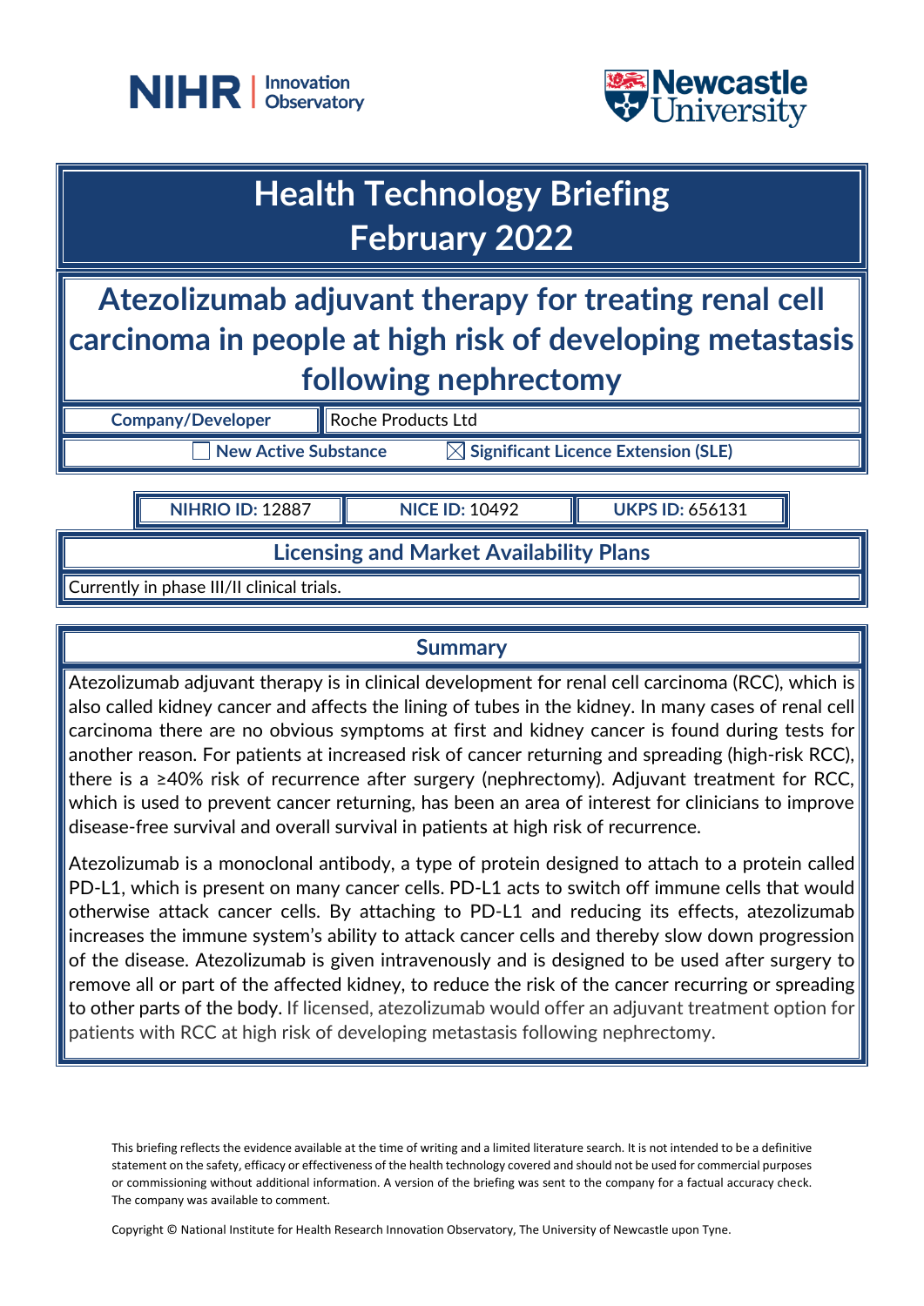NIHR | Innovation Observatory

Newcastle University

# Health Technology Briefing
# February 2022

## Atezolizumab adjuvant therapy for treating renal cell carcinoma in people at high risk of developing metastasis following nephrectomy

| **Company/Developer** | Roche Products Ltd |
| --- | --- |

☐ **New Active Substance** ☒ **Significant Licence Extension (SLE)**

| **NIHRIO ID:** 12887 | **NICE ID:** 10492 | **UKPS ID:** 656131 |
| --- | --- | --- |

### Licensing and Market Availability Plans

Currently in phase III/II clinical trials.

### Summary

Atezolizumab adjuvant therapy is in clinical development for renal cell carcinoma (RCC), which is also called kidney cancer and affects the lining of tubes in the kidney. In many cases of renal cell carcinoma there are no obvious symptoms at first and kidney cancer is found during tests for another reason. For patients at increased risk of cancer returning and spreading (high-risk RCC), there is a ≥40% risk of recurrence after surgery (nephrectomy). Adjuvant treatment for RCC, which is used to prevent cancer returning, has been an area of interest for clinicians to improve disease-free survival and overall survival in patients at high risk of recurrence.

Atezolizumab is a monoclonal antibody, a type of protein designed to attach to a protein called PD-L1, which is present on many cancer cells. PD-L1 acts to switch off immune cells that would otherwise attack cancer cells. By attaching to PD-L1 and reducing its effects, atezolizumab increases the immune system's ability to attack cancer cells and thereby slow down progression of the disease. Atezolizumab is given intravenously and is designed to be used after surgery to remove all or part of the affected kidney, to reduce the risk of the cancer recurring or spreading to other parts of the body. If licensed, atezolizumab would offer an adjuvant treatment option for patients with RCC at high risk of developing metastasis following nephrectomy.

This briefing reflects the evidence available at the time of writing and a limited literature search. It is not intended to be a definitive statement on the safety, efficacy or effectiveness of the health technology covered and should not be used for commercial purposes or commissioning without additional information. A version of the briefing was sent to the company for a factual accuracy check. The company was available to comment.

Copyright © National Institute for Health Research Innovation Observatory, The University of Newcastle upon Tyne.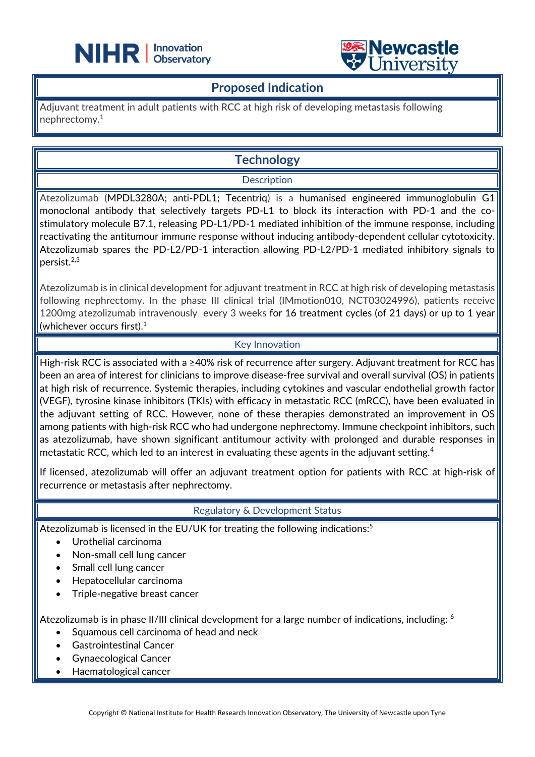## Proposed Indication

Adjuvant treatment in adult patients with RCC at high risk of developing metastasis following nephrectomy.[1]

## Technology

### Description

Atezolizumab (MPDL3280A; anti-PDL1; Tecentriq) is a humanised engineered immunoglobulin G1 monoclonal antibody that selectively targets PD-L1 to block its interaction with PD-1 and the co-stimulatory molecule B7.1, releasing PD-L1/PD-1 mediated inhibition of the immune response, including reactivating the antitumour immune response without inducing antibody-dependent cellular cytotoxicity. Atezolizumab spares the PD-L2/PD-1 interaction allowing PD-L2/PD-1 mediated inhibitory signals to persist.[2,3]

Atezolizumab is in clinical development for adjuvant treatment in RCC at high risk of developing metastasis following nephrectomy. In the phase III clinical trial (IMmotion010, NCT03024996), patients receive 1200mg atezolizumab intravenously every 3 weeks for 16 treatment cycles (of 21 days) or up to 1 year (whichever occurs first).[1]

### Key Innovation

High-risk RCC is associated with a ≥40% risk of recurrence after surgery. Adjuvant treatment for RCC has been an area of interest for clinicians to improve disease-free survival and overall survival (OS) in patients at high risk of recurrence. Systemic therapies, including cytokines and vascular endothelial growth factor (VEGF), tyrosine kinase inhibitors (TKIs) with efficacy in metastatic RCC (mRCC), have been evaluated in the adjuvant setting of RCC. However, none of these therapies demonstrated an improvement in OS among patients with high-risk RCC who had undergone nephrectomy. Immune checkpoint inhibitors, such as atezolizumab, have shown significant antitumour activity with prolonged and durable responses in metastatic RCC, which led to an interest in evaluating these agents in the adjuvant setting.[4]

If licensed, atezolizumab will offer an adjuvant treatment option for patients with RCC at high-risk of recurrence or metastasis after nephrectomy.

### Regulatory & Development Status

Atezolizumab is licensed in the EU/UK for treating the following indications:[5]

- Urothelial carcinoma
- Non-small cell lung cancer
- Small cell lung cancer
- Hepatocellular carcinoma
- Triple-negative breast cancer

Atezolizumab is in phase II/III clinical development for a large number of indications, including: [6]

- Squamous cell carcinoma of head and neck
- Gastrointestinal Cancer
- Gynaecological Cancer
- Haematological cancer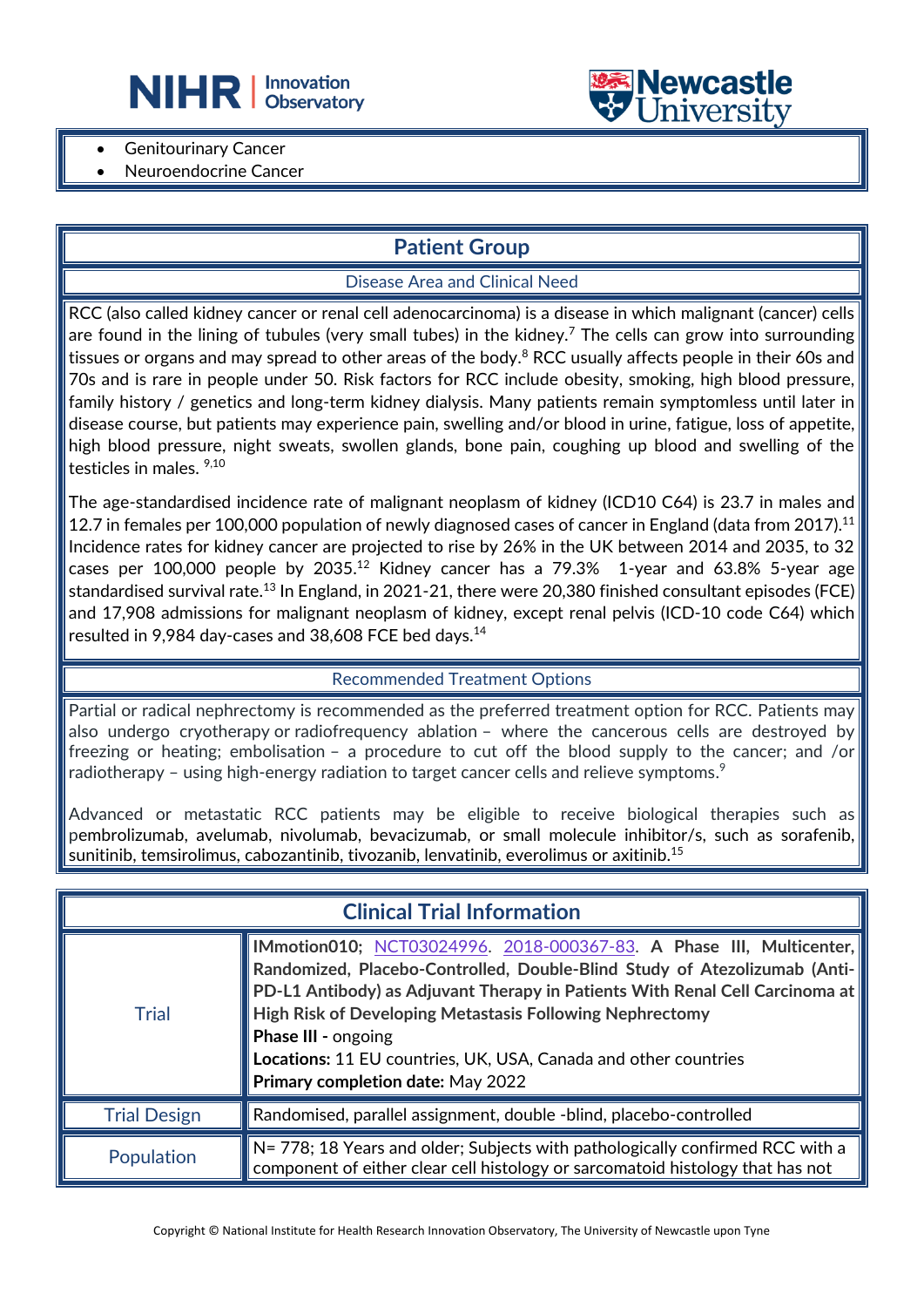- Genitourinary Cancer
- Neuroendocrine Cancer

## Patient Group

### Disease Area and Clinical Need

RCC (also called kidney cancer or renal cell adenocarcinoma) is a disease in which malignant (cancer) cells are found in the lining of tubules (very small tubes) in the kidney.[7] The cells can grow into surrounding tissues or organs and may spread to other areas of the body.[8] RCC usually affects people in their 60s and 70s and is rare in people under 50. Risk factors for RCC include obesity, smoking, high blood pressure, family history / genetics and long-term kidney dialysis. Many patients remain symptomless until later in disease course, but patients may experience pain, swelling and/or blood in urine, fatigue, loss of appetite, high blood pressure, night sweats, swollen glands, bone pain, coughing up blood and swelling of the testicles in males. [9,10]

The age-standardised incidence rate of malignant neoplasm of kidney (ICD10 C64) is 23.7 in males and 12.7 in females per 100,000 population of newly diagnosed cases of cancer in England (data from 2017).[11] Incidence rates for kidney cancer are projected to rise by 26% in the UK between 2014 and 2035, to 32 cases per 100,000 people by 2035.[12] Kidney cancer has a 79.3% 1-year and 63.8% 5-year age standardised survival rate.[13] In England, in 2021-21, there were 20,380 finished consultant episodes (FCE) and 17,908 admissions for malignant neoplasm of kidney, except renal pelvis (ICD-10 code C64) which resulted in 9,984 day-cases and 38,608 FCE bed days.[14]

### Recommended Treatment Options

Partial or radical nephrectomy is recommended as the preferred treatment option for RCC. Patients may also undergo cryotherapy or radiofrequency ablation – where the cancerous cells are destroyed by freezing or heating; embolisation – a procedure to cut off the blood supply to the cancer; and /or radiotherapy – using high-energy radiation to target cancer cells and relieve symptoms.[9]

Advanced or metastatic RCC patients may be eligible to receive biological therapies such as pembrolizumab, avelumab, nivolumab, bevacizumab, or small molecule inhibitor/s, such as sorafenib, sunitinib, temsirolimus, cabozantinib, tivozanib, lenvatinib, everolimus or axitinib.[15]

## Clinical Trial Information

| | |
|---|---|
| Trial | **IMmotion010**; NCT03024996. 2018-000367-83. **A Phase III, Multicenter, Randomized, Placebo-Controlled, Double-Blind Study of Atezolizumab (Anti-PD-L1 Antibody) as Adjuvant Therapy in Patients With Renal Cell Carcinoma at High Risk of Developing Metastasis Following Nephrectomy**<br>**Phase III -** ongoing<br>**Locations:** 11 EU countries, UK, USA, Canada and other countries<br>**Primary completion date:** May 2022 |
| Trial Design | Randomised, parallel assignment, double -blind, placebo-controlled |
| Population | N= 778; 18 Years and older; Subjects with pathologically confirmed RCC with a component of either clear cell histology or sarcomatoid histology that has not |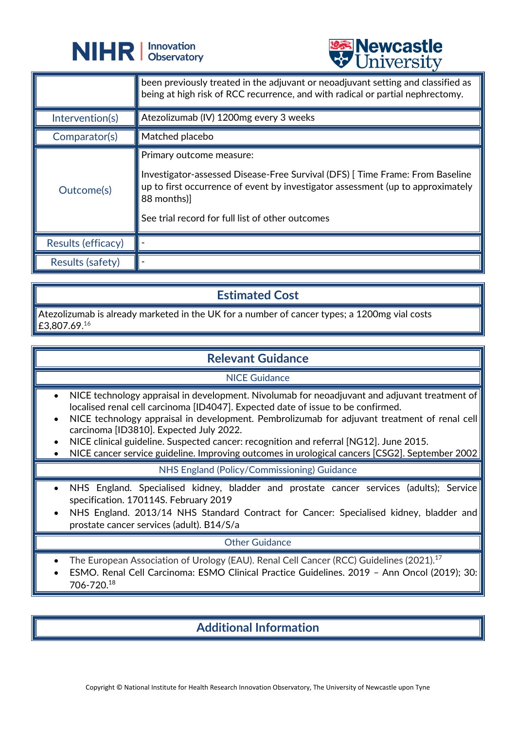| | |
|---|---|
| | been previously treated in the adjuvant or neoadjuvant setting and classified as being at high risk of RCC recurrence, and with radical or partial nephrectomy. |
| Intervention(s) | Atezolizumab (IV) 1200mg every 3 weeks |
| Comparator(s) | Matched placebo |
| Outcome(s) | Primary outcome measure:<br><br>Investigator-assessed Disease-Free Survival (DFS) [ Time Frame: From Baseline up to first occurrence of event by investigator assessment (up to approximately 88 months)]<br><br>See trial record for full list of other outcomes |
| Results (efficacy) | - |
| Results (safety) | - |

## Estimated Cost

Atezolizumab is already marketed in the UK for a number of cancer types; a 1200mg vial costs £3,807.69.[16]

## Relevant Guidance

### NICE Guidance

- NICE technology appraisal in development. Nivolumab for neoadjuvant and adjuvant treatment of localised renal cell carcinoma [ID4047]. Expected date of issue to be confirmed.
- NICE technology appraisal in development. Pembrolizumab for adjuvant treatment of renal cell carcinoma [ID3810]. Expected July 2022.
- NICE clinical guideline. Suspected cancer: recognition and referral [NG12]. June 2015.
- NICE cancer service guideline. Improving outcomes in urological cancers [CSG2]. September 2002

### NHS England (Policy/Commissioning) Guidance

- NHS England. Specialised kidney, bladder and prostate cancer services (adults); Service specification. 170114S. February 2019
- NHS England. 2013/14 NHS Standard Contract for Cancer: Specialised kidney, bladder and prostate cancer services (adult). B14/S/a

### Other Guidance

- The European Association of Urology (EAU). Renal Cell Cancer (RCC) Guidelines (2021).[17]
- ESMO. Renal Cell Carcinoma: ESMO Clinical Practice Guidelines. 2019 – Ann Oncol (2019); 30: 706-720.[18]

## Additional Information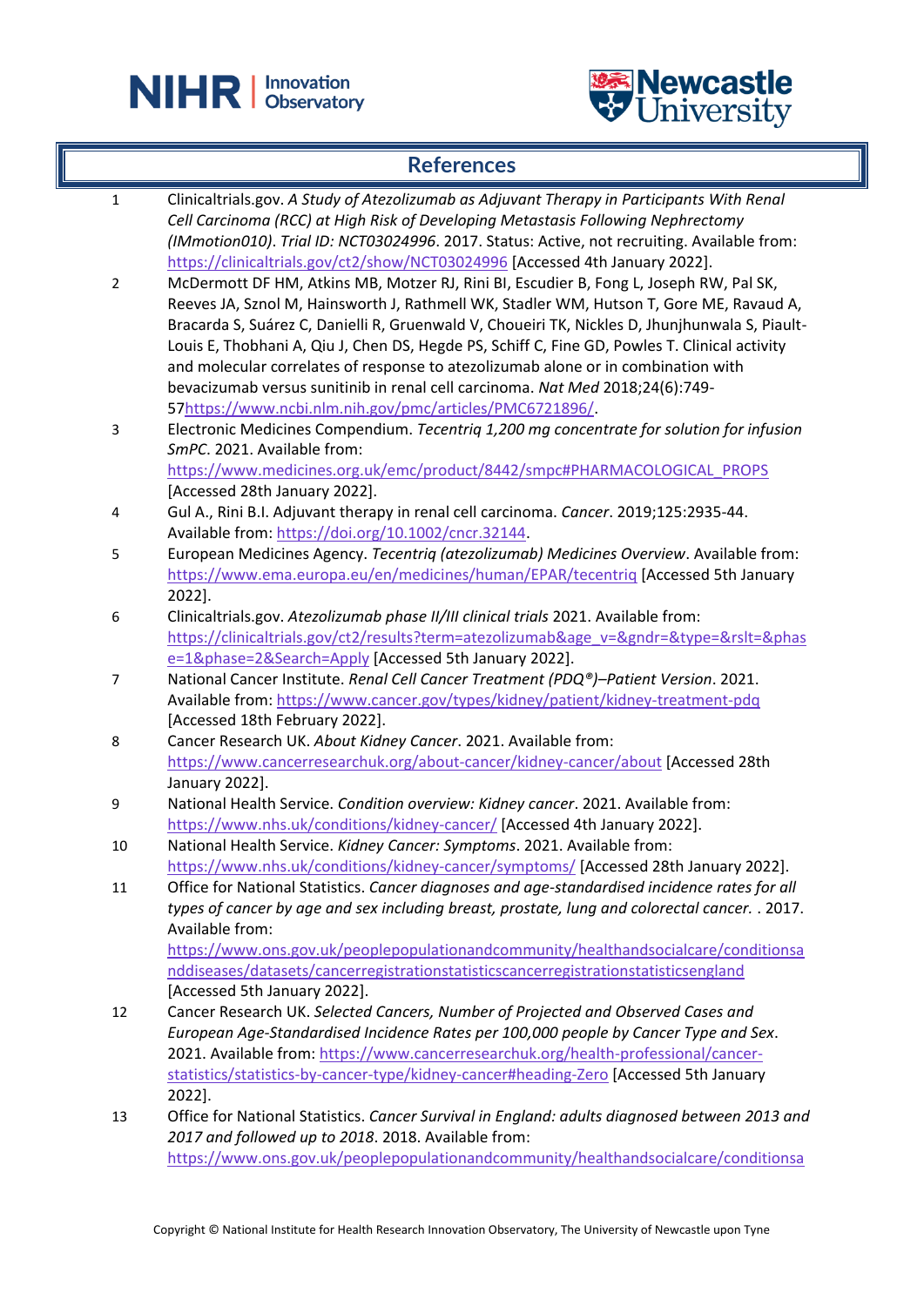## References

1. Clinicaltrials.gov. *A Study of Atezolizumab as Adjuvant Therapy in Participants With Renal Cell Carcinoma (RCC) at High Risk of Developing Metastasis Following Nephrectomy (IMmotion010)*. *Trial ID: NCT03024996*. 2017. Status: Active, not recruiting. Available from: https://clinicaltrials.gov/ct2/show/NCT03024996 [Accessed 4th January 2022].
2. McDermott DF HM, Atkins MB, Motzer RJ, Rini BI, Escudier B, Fong L, Joseph RW, Pal SK, Reeves JA, Sznol M, Hainsworth J, Rathmell WK, Stadler WM, Hutson T, Gore ME, Ravaud A, Bracarda S, Suárez C, Danielli R, Gruenwald V, Choueiri TK, Nickles D, Jhunjhunwala S, Piault-Louis E, Thobhani A, Qiu J, Chen DS, Hegde PS, Schiff C, Fine GD, Powles T. Clinical activity and molecular correlates of response to atezolizumab alone or in combination with bevacizumab versus sunitinib in renal cell carcinoma. *Nat Med* 2018;24(6):749-57https://www.ncbi.nlm.nih.gov/pmc/articles/PMC6721896/.
3. Electronic Medicines Compendium. *Tecentriq 1,200 mg concentrate for solution for infusion SmPC*. 2021. Available from: https://www.medicines.org.uk/emc/product/8442/smpc#PHARMACOLOGICAL_PROPS [Accessed 28th January 2022].
4. Gul A., Rini B.I. Adjuvant therapy in renal cell carcinoma. *Cancer*. 2019;125:2935-44. Available from: https://doi.org/10.1002/cncr.32144.
5. European Medicines Agency. *Tecentriq (atezolizumab) Medicines Overview*. Available from: https://www.ema.europa.eu/en/medicines/human/EPAR/tecentriq [Accessed 5th January 2022].
6. Clinicaltrials.gov. *Atezolizumab phase II/III clinical trials* 2021. Available from: https://clinicaltrials.gov/ct2/results?term=atezolizumab&age_v=&gndr=&type=&rslt=&phase=1&phase=2&Search=Apply [Accessed 5th January 2022].
7. National Cancer Institute. *Renal Cell Cancer Treatment (PDQ®)–Patient Version*. 2021. Available from: https://www.cancer.gov/types/kidney/patient/kidney-treatment-pdq [Accessed 18th February 2022].
8. Cancer Research UK. *About Kidney Cancer*. 2021. Available from: https://www.cancerresearchuk.org/about-cancer/kidney-cancer/about [Accessed 28th January 2022].
9. National Health Service. *Condition overview: Kidney cancer*. 2021. Available from: https://www.nhs.uk/conditions/kidney-cancer/ [Accessed 4th January 2022].
10. National Health Service. *Kidney Cancer: Symptoms*. 2021. Available from: https://www.nhs.uk/conditions/kidney-cancer/symptoms/ [Accessed 28th January 2022].
11. Office for National Statistics. *Cancer diagnoses and age-standardised incidence rates for all types of cancer by age and sex including breast, prostate, lung and colorectal cancer.* . 2017. Available from: https://www.ons.gov.uk/peoplepopulationandcommunity/healthandsocialcare/conditionsanddiseases/datasets/cancerregistrationstatisticscancerregistrationstatisticsengland [Accessed 5th January 2022].
12. Cancer Research UK. *Selected Cancers, Number of Projected and Observed Cases and European Age-Standardised Incidence Rates per 100,000 people by Cancer Type and Sex*. 2021. Available from: https://www.cancerresearchuk.org/health-professional/cancer-statistics/statistics-by-cancer-type/kidney-cancer#heading-Zero [Accessed 5th January 2022].
13. Office for National Statistics. *Cancer Survival in England: adults diagnosed between 2013 and 2017 and followed up to 2018*. 2018. Available from: https://www.ons.gov.uk/peoplepopulationandcommunity/healthandsocialcare/conditionsa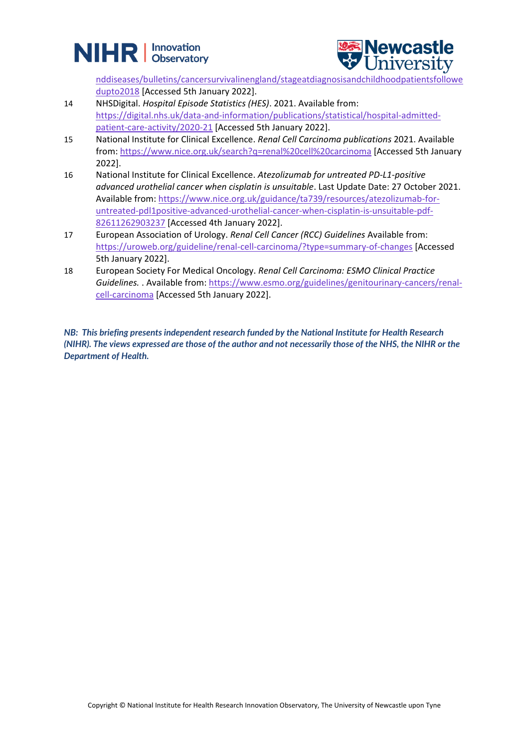nddiseases/bulletins/cancersurvivalinengland/stageatdiagnosisandchildhoodpatientsfollowedupto2018 [Accessed 5th January 2022].

14 NHSDigital. *Hospital Episode Statistics (HES)*. 2021. Available from: https://digital.nhs.uk/data-and-information/publications/statistical/hospital-admitted-patient-care-activity/2020-21 [Accessed 5th January 2022].

15 National Institute for Clinical Excellence. *Renal Cell Carcinoma publications* 2021. Available from: https://www.nice.org.uk/search?q=renal%20cell%20carcinoma [Accessed 5th January 2022].

16 National Institute for Clinical Excellence. *Atezolizumab for untreated PD-L1-positive advanced urothelial cancer when cisplatin is unsuitable*. Last Update Date: 27 October 2021. Available from: https://www.nice.org.uk/guidance/ta739/resources/atezolizumab-for-untreated-pdl1positive-advanced-urothelial-cancer-when-cisplatin-is-unsuitable-pdf-82611262903237 [Accessed 4th January 2022].

17 European Association of Urology. *Renal Cell Cancer (RCC) Guidelines* Available from: https://uroweb.org/guideline/renal-cell-carcinoma/?type=summary-of-changes [Accessed 5th January 2022].

18 European Society For Medical Oncology. *Renal Cell Carcinoma: ESMO Clinical Practice Guidelines.* . Available from: https://www.esmo.org/guidelines/genitourinary-cancers/renal-cell-carcinoma [Accessed 5th January 2022].

***NB: This briefing presents independent research funded by the National Institute for Health Research (NIHR). The views expressed are those of the author and not necessarily those of the NHS, the NIHR or the Department of Health.***

Copyright © National Institute for Health Research Innovation Observatory, The University of Newcastle upon Tyne